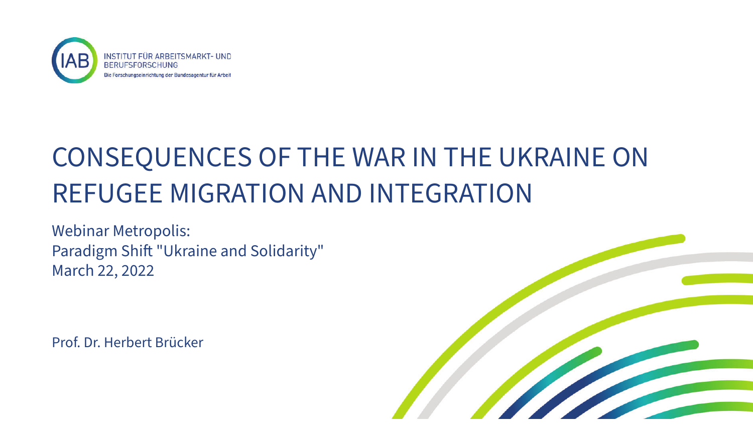IAB INSTITUT FÜR ARBEITSMARKT- UND BERUFSFORSCHUNG
Die Forschungseinrichtung der Bundesagentur für Arbeit

# CONSEQUENCES OF THE WAR IN THE UKRAINE ON REFUGEE MIGRATION AND INTEGRATION

Webinar Metropolis:
Paradigm Shift "Ukraine and Solidarity"
March 22, 2022

Prof. Dr. Herbert Brücker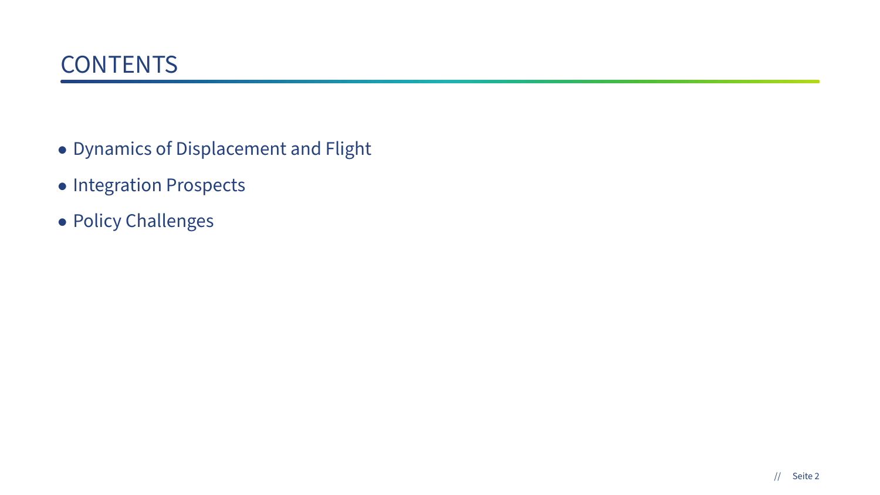# CONTENTS

- Dynamics of Displacement and Flight
- Integration Prospects
- Policy Challenges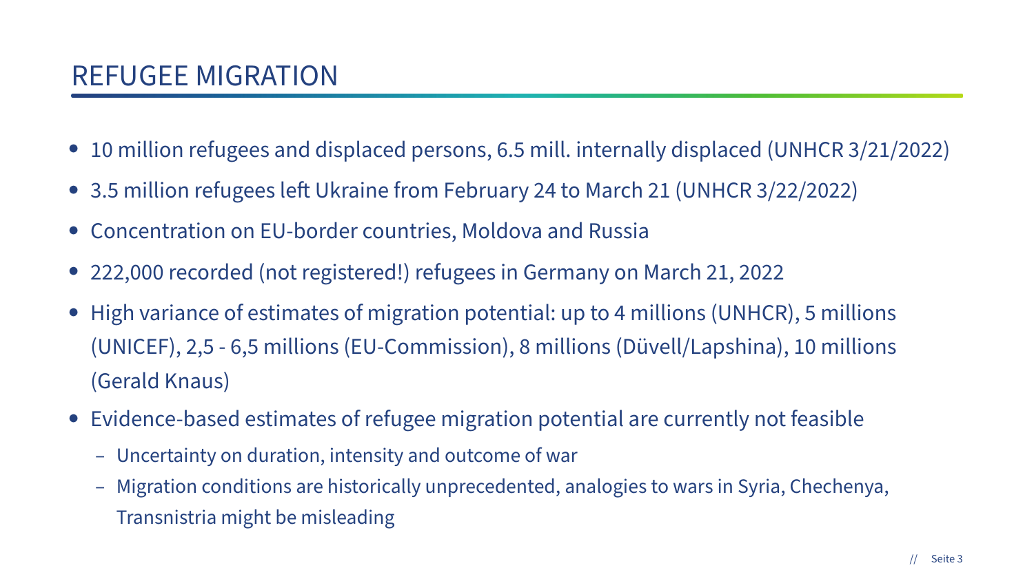# REFUGEE MIGRATION

- 10 million refugees and displaced persons, 6.5 mill. internally displaced (UNHCR 3/21/2022)
- 3.5 million refugees left Ukraine from February 24 to March 21 (UNHCR 3/22/2022)
- Concentration on EU-border countries, Moldova and Russia
- 222,000 recorded (not registered!) refugees in Germany on March 21, 2022
- High variance of estimates of migration potential: up to 4 millions (UNHCR), 5 millions (UNICEF), 2,5 - 6,5 millions (EU-Commission), 8 millions (Düvell/Lapshina), 10 millions (Gerald Knaus)
- Evidence-based estimates of refugee migration potential are currently not feasible
  - Uncertainty on duration, intensity and outcome of war
  - Migration conditions are historically unprecedented, analogies to wars in Syria, Chechenya, Transnistria might be misleading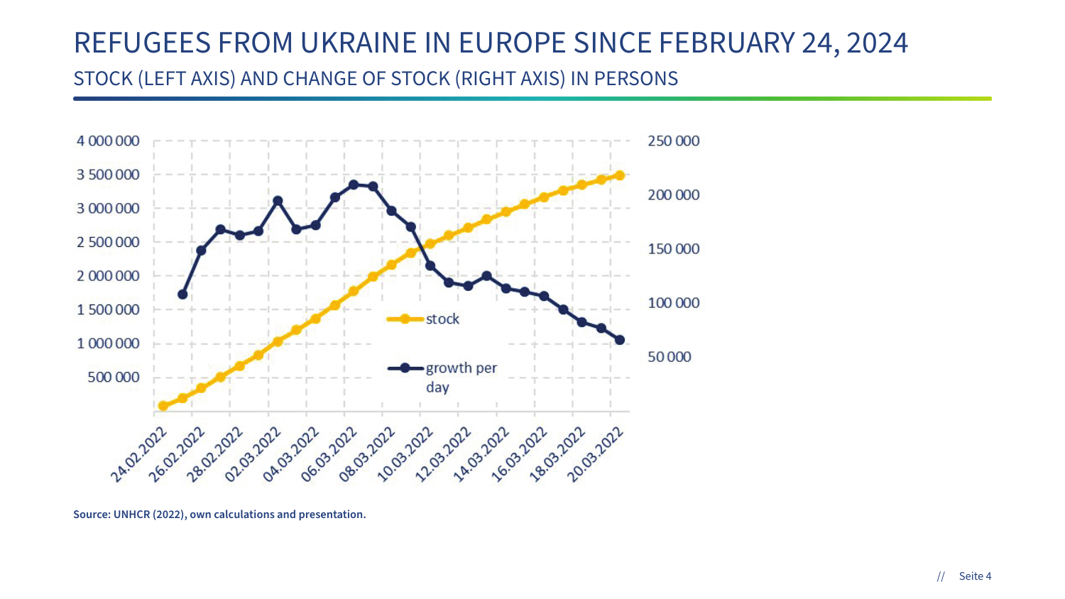# REFUGEES FROM UKRAINE IN EUROPE SINCE FEBRUARY 24, 2024

## STOCK (LEFT AXIS) AND CHANGE OF STOCK (RIGHT AXIS) IN PERSONS

**Source: UNHCR (2022), own calculations and presentation.**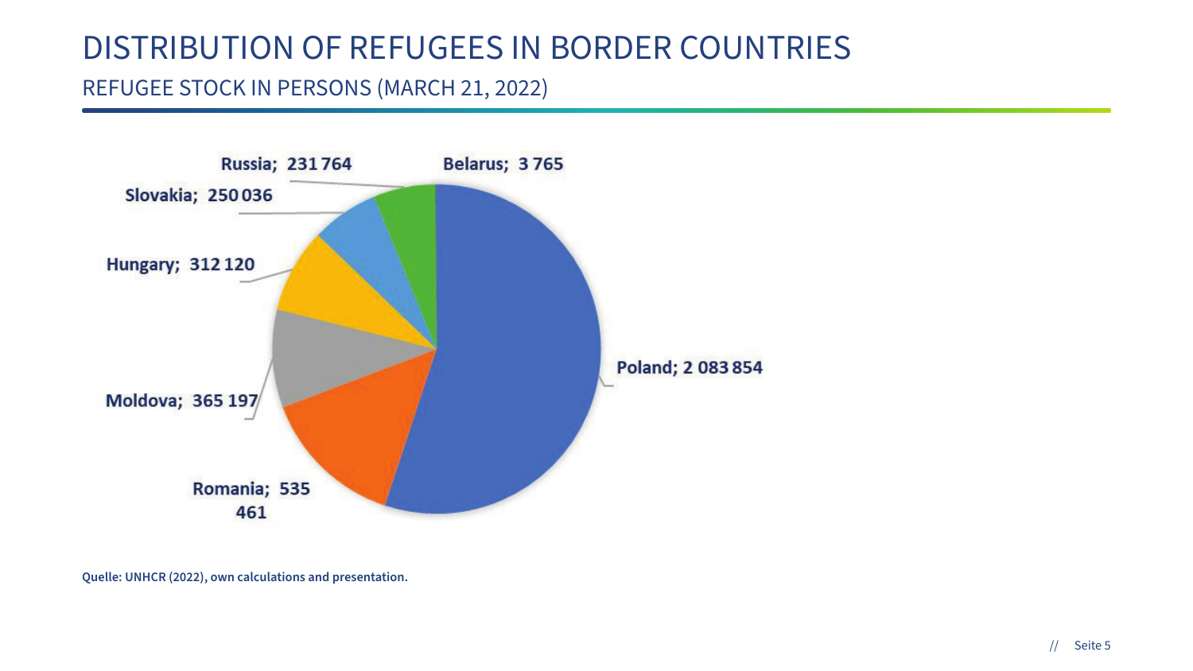# DISTRIBUTION OF REFUGEES IN BORDER COUNTRIES

## REFUGEE STOCK IN PERSONS (MARCH 21, 2022)

Russia; 231 764

Belarus; 3 765

Slovakia; 250 036

Hungary; 312 120

Poland; 2 083 854

Moldova; 365 197

Romania; 535 461

**Quelle: UNHCR (2022), own calculations and presentation.**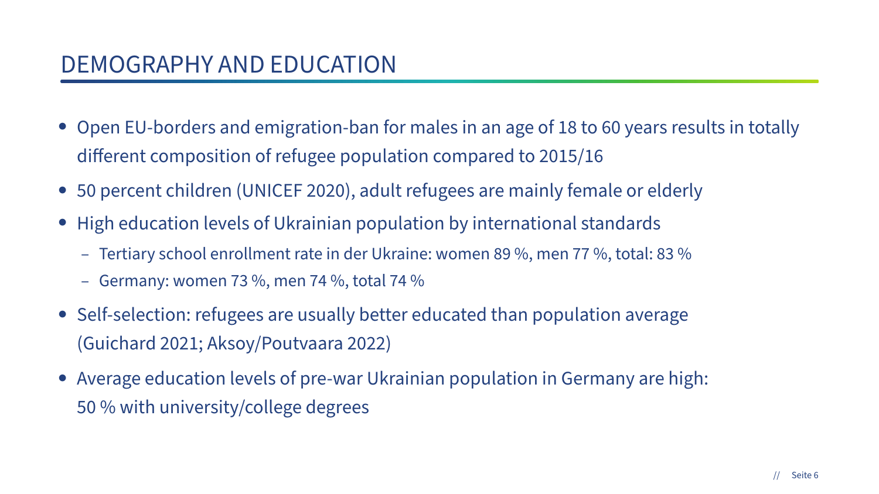# DEMOGRAPHY AND EDUCATION

- Open EU-borders and emigration-ban for males in an age of 18 to 60 years results in totally different composition of refugee population compared to 2015/16
- 50 percent children (UNICEF 2020), adult refugees are mainly female or elderly
- High education levels of Ukrainian population by international standards
  - Tertiary school enrollment rate in der Ukraine: women 89 %, men 77 %, total: 83 %
  - Germany: women 73 %, men 74 %, total 74 %
- Self-selection: refugees are usually better educated than population average (Guichard 2021; Aksoy/Poutvaara 2022)
- Average education levels of pre-war Ukrainian population in Germany are high: 50 % with university/college degrees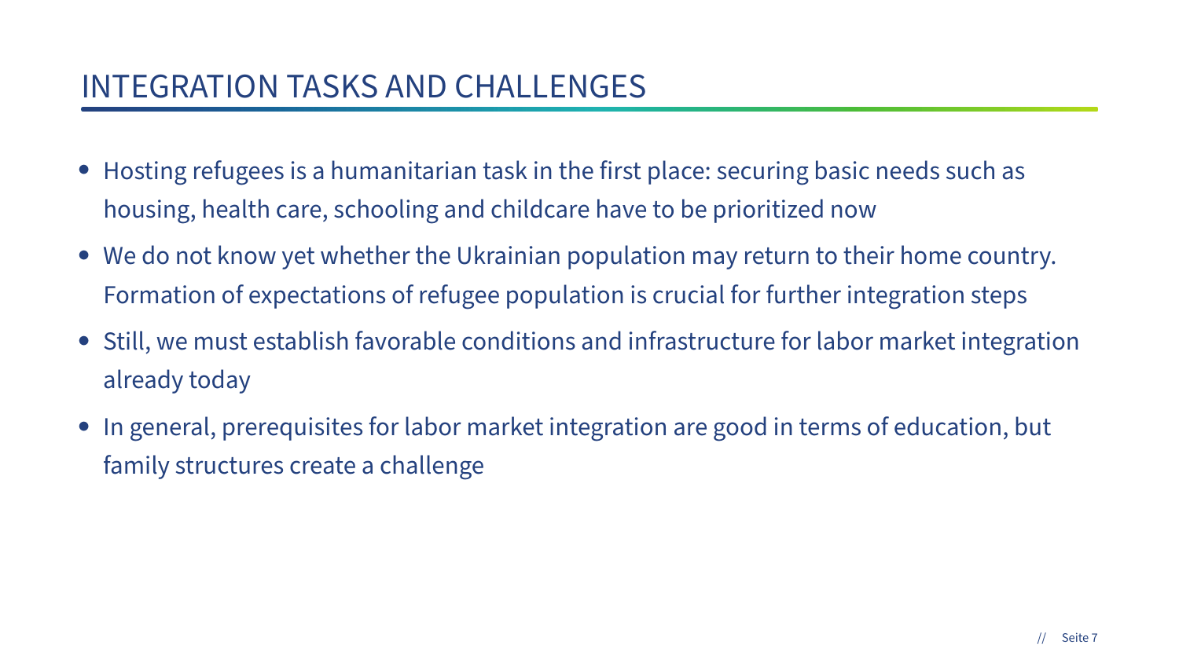# INTEGRATION TASKS AND CHALLENGES

- Hosting refugees is a humanitarian task in the first place: securing basic needs such as housing, health care, schooling and childcare have to be prioritized now
- We do not know yet whether the Ukrainian population may return to their home country. Formation of expectations of refugee population is crucial for further integration steps
- Still, we must establish favorable conditions and infrastructure for labor market integration already today
- In general, prerequisites for labor market integration are good in terms of education, but family structures create a challenge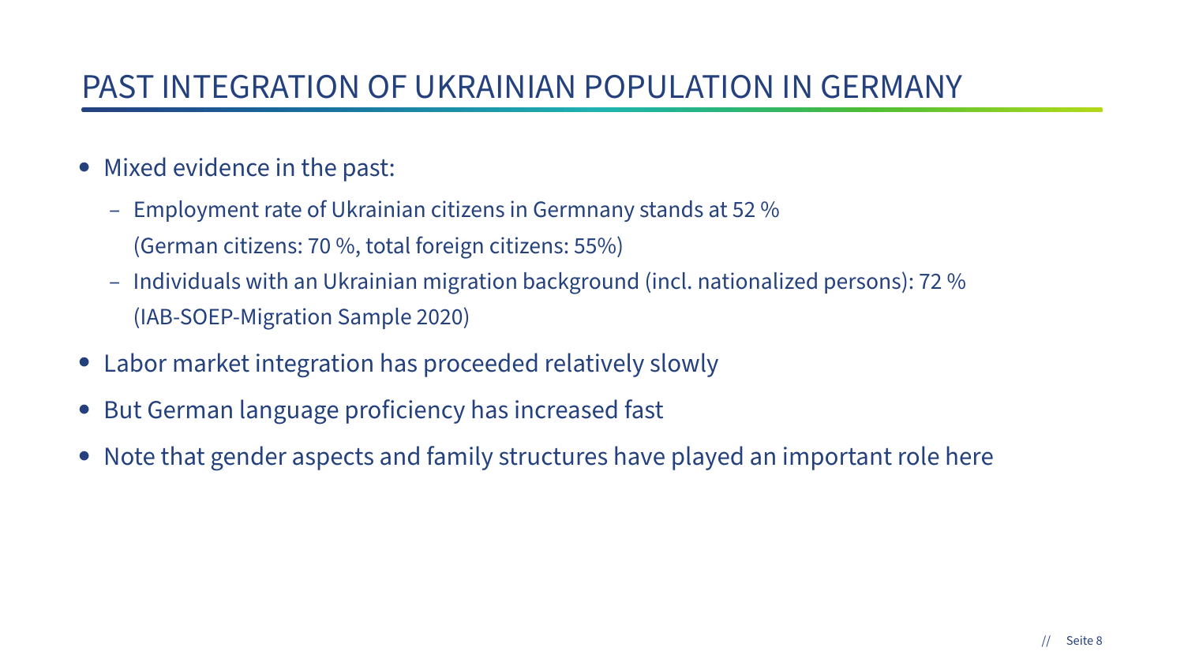# PAST INTEGRATION OF UKRAINIAN POPULATION IN GERMANY

- Mixed evidence in the past:
  - Employment rate of Ukrainian citizens in Germnany stands at 52 %
    (German citizens: 70 %, total foreign citizens: 55%)
  - Individuals with an Ukrainian migration background (incl. nationalized persons): 72 %
    (IAB-SOEP-Migration Sample 2020)
- Labor market integration has proceeded relatively slowly
- But German language proficiency has increased fast
- Note that gender aspects and family structures have played an important role here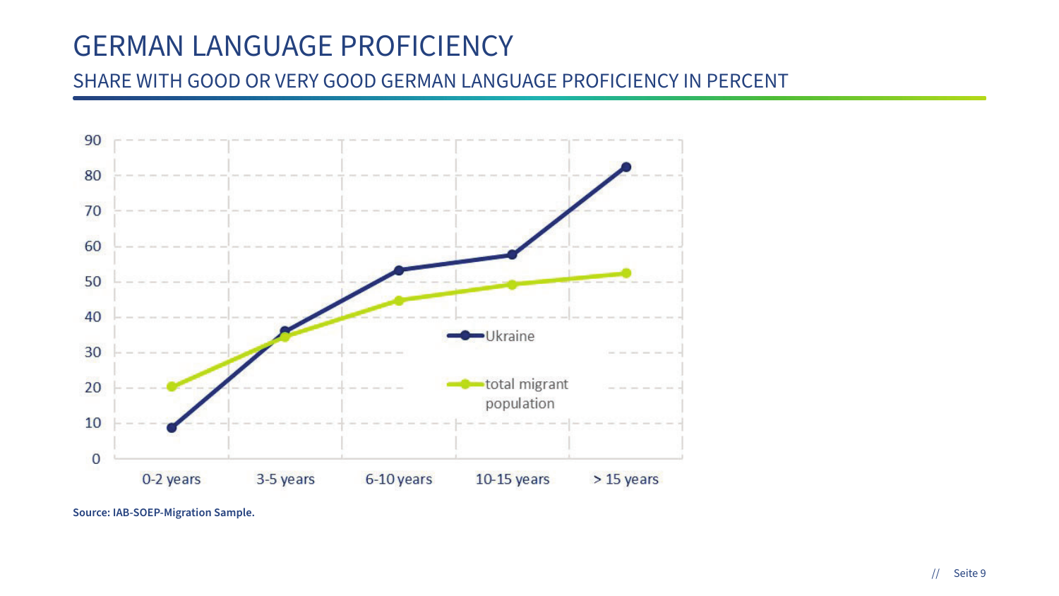# GERMAN LANGUAGE PROFICIENCY

## SHARE WITH GOOD OR VERY GOOD GERMAN LANGUAGE PROFICIENCY IN PERCENT

**Source: IAB-SOEP-Migration Sample.**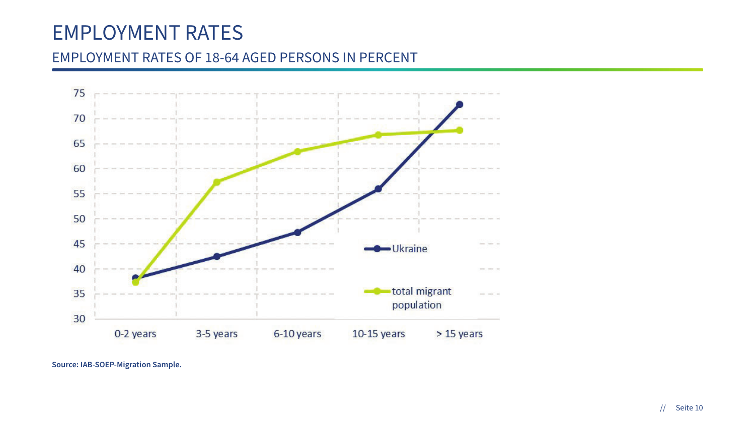# EMPLOYMENT RATES

## EMPLOYMENT RATES OF 18-64 AGED PERSONS IN PERCENT

Source: IAB-SOEP-Migration Sample.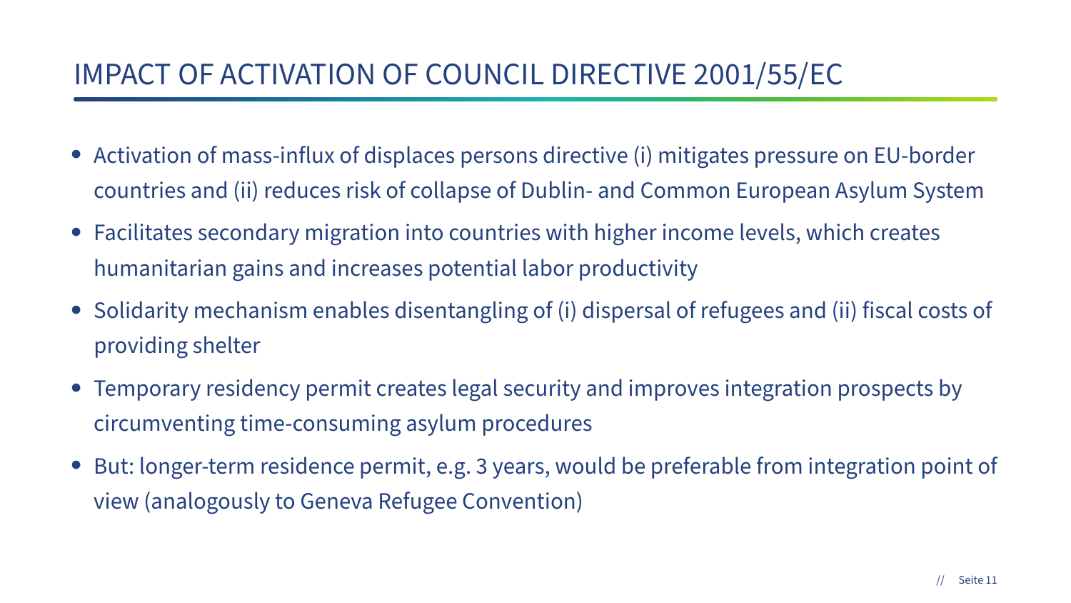# IMPACT OF ACTIVATION OF COUNCIL DIRECTIVE 2001/55/EC

- Activation of mass-influx of displaces persons directive (i) mitigates pressure on EU-border countries and (ii) reduces risk of collapse of Dublin- and Common European Asylum System
- Facilitates secondary migration into countries with higher income levels, which creates humanitarian gains and increases potential labor productivity
- Solidarity mechanism enables disentangling of (i) dispersal of refugees and (ii) fiscal costs of providing shelter
- Temporary residency permit creates legal security and improves integration prospects by circumventing time-consuming asylum procedures
- But: longer-term residence permit, e.g. 3 years, would be preferable from integration point of view (analogously to Geneva Refugee Convention)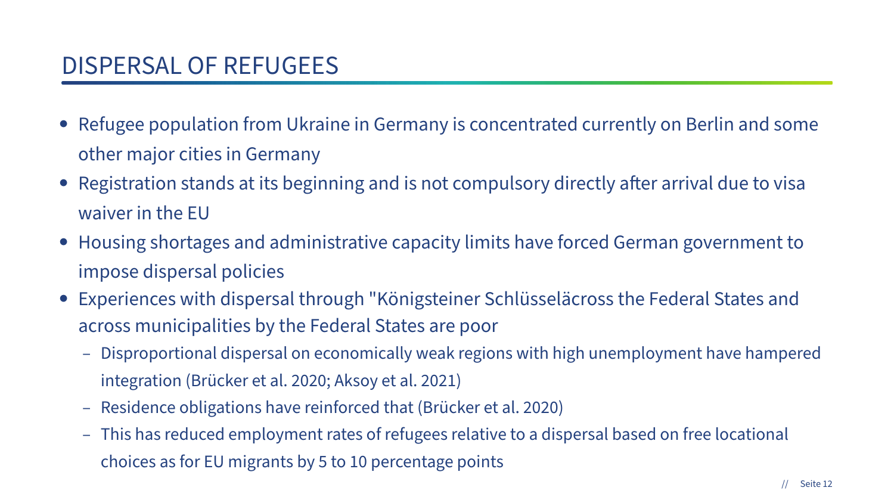# DISPERSAL OF REFUGEES

- Refugee population from Ukraine in Germany is concentrated currently on Berlin and some other major cities in Germany
- Registration stands at its beginning and is not compulsory directly after arrival due to visa waiver in the EU
- Housing shortages and administrative capacity limits have forced German government to impose dispersal policies
- Experiences with dispersal through "Königsteiner Schlüsselăcross the Federal States and across municipalities by the Federal States are poor
  - Disproportional dispersal on economically weak regions with high unemployment have hampered integration (Brücker et al. 2020; Aksoy et al. 2021)
  - Residence obligations have reinforced that (Brücker et al. 2020)
  - This has reduced employment rates of refugees relative to a dispersal based on free locational choices as for EU migrants by 5 to 10 percentage points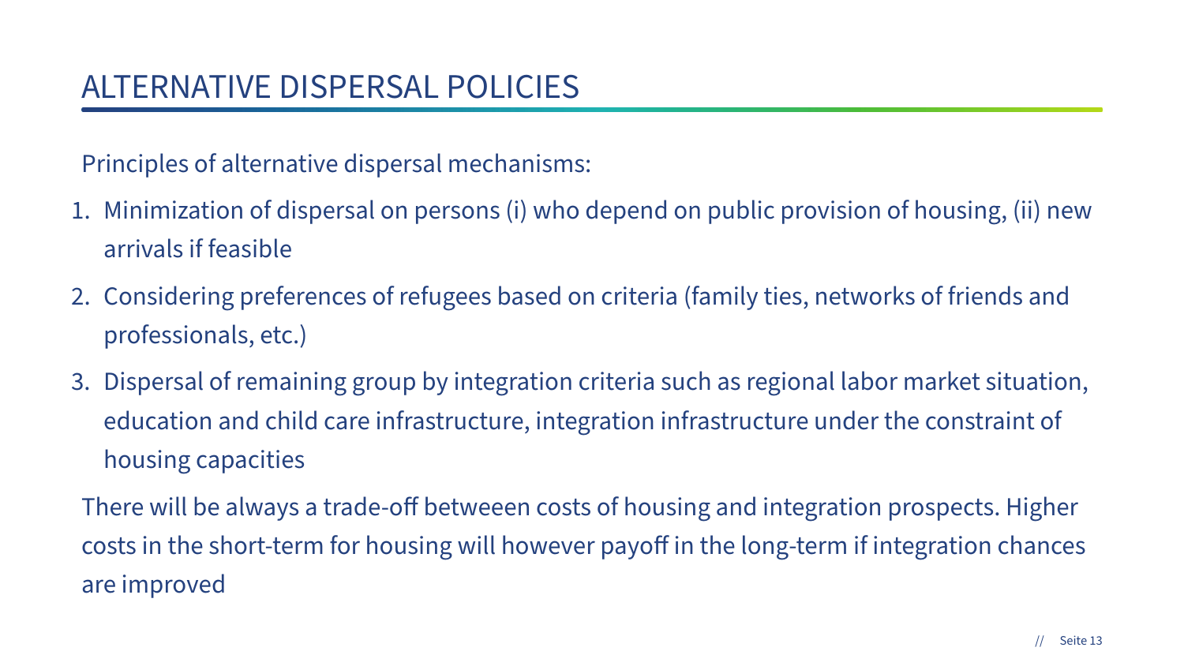# ALTERNATIVE DISPERSAL POLICIES

Principles of alternative dispersal mechanisms:

1. Minimization of dispersal on persons (i) who depend on public provision of housing, (ii) new arrivals if feasible
2. Considering preferences of refugees based on criteria (family ties, networks of friends and professionals, etc.)
3. Dispersal of remaining group by integration criteria such as regional labor market situation, education and child care infrastructure, integration infrastructure under the constraint of housing capacities

There will be always a trade-off betweeen costs of housing and integration prospects. Higher costs in the short-term for housing will however payoff in the long-term if integration chances are improved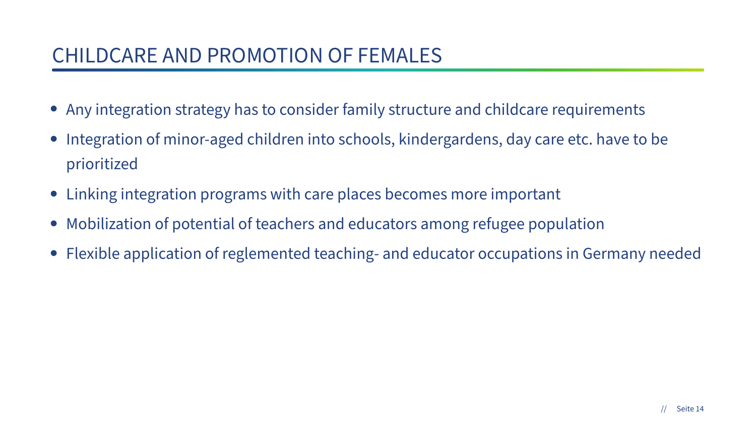# CHILDCARE AND PROMOTION OF FEMALES

- Any integration strategy has to consider family structure and childcare requirements
- Integration of minor-aged children into schools, kindergardens, day care etc. have to be prioritized
- Linking integration programs with care places becomes more important
- Mobilization of potential of teachers and educators among refugee population
- Flexible application of reglemented teaching- and educator occupations in Germany needed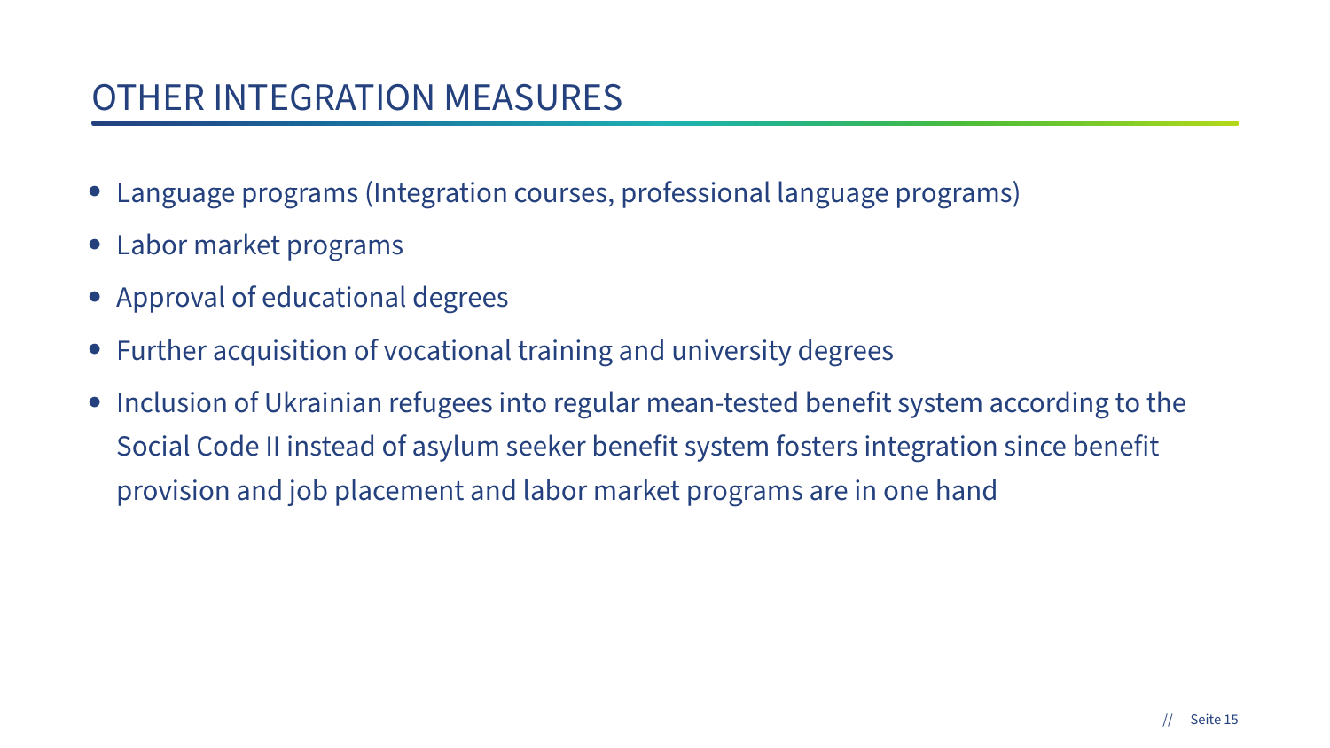# OTHER INTEGRATION MEASURES

- Language programs (Integration courses, professional language programs)
- Labor market programs
- Approval of educational degrees
- Further acquisition of vocational training and university degrees
- Inclusion of Ukrainian refugees into regular mean-tested benefit system according to the Social Code II instead of asylum seeker benefit system fosters integration since benefit provision and job placement and labor market programs are in one hand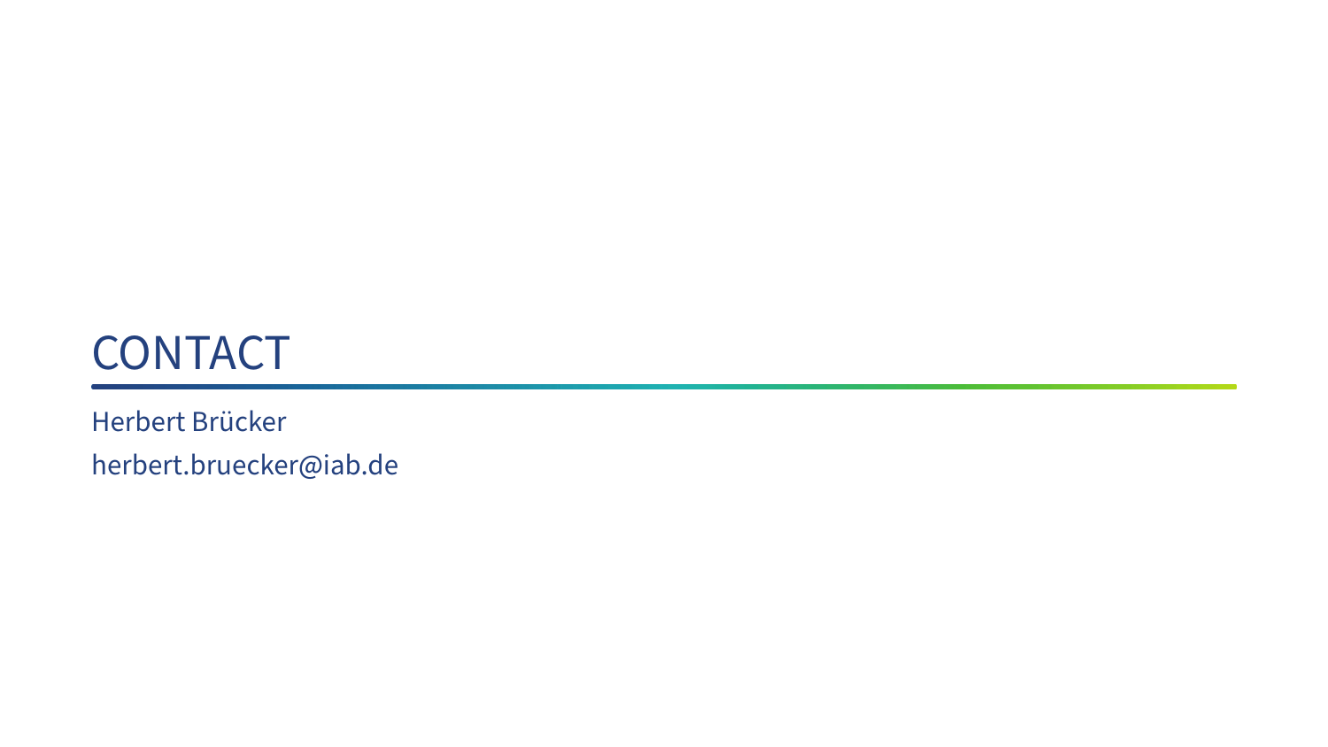# CONTACT

Herbert Brücker

herbert.bruecker@iab.de